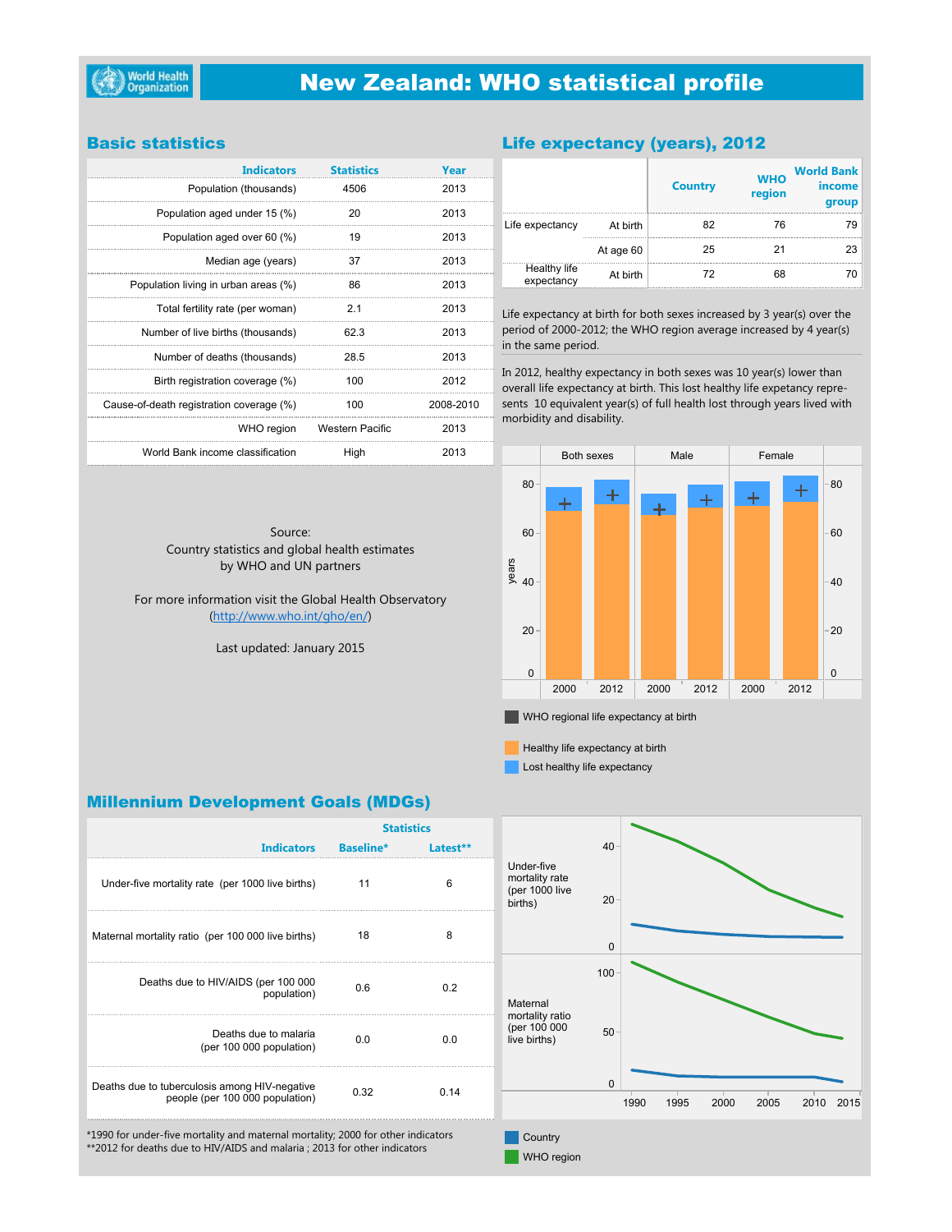# New Zealand: WHO statistical profile

## Basic statistics

| Indicators | Statistics | Year |
|---|---|---|
| Population (thousands) | 4506 | 2013 |
| Population aged under 15 (%) | 20 | 2013 |
| Population aged over 60 (%) | 19 | 2013 |
| Median age (years) | 37 | 2013 |
| Population living in urban areas (%) | 86 | 2013 |
| Total fertility rate (per woman) | 2.1 | 2013 |
| Number of live births (thousands) | 62.3 | 2013 |
| Number of deaths (thousands) | 28.5 | 2013 |
| Birth registration coverage (%) | 100 | 2012 |
| Cause-of-death registration coverage (%) | 100 | 2008-2010 |
| WHO region | Western Pacific | 2013 |
| World Bank income classification | High | 2013 |

Source:
Country statistics and global health estimates by WHO and UN partners

For more information visit the Global Health Observatory (http://www.who.int/gho/en/)

Last updated: January 2015

## Life expectancy (years), 2012

| | | Country | WHO region | World Bank income group |
|---|---|---|---|---|
| Life expectancy | At birth | 82 | 76 | 79 |
| | At age 60 | 25 | 21 | 23 |
| Healthy life expectancy | At birth | 72 | 68 | 70 |

Life expectancy at birth for both sexes increased by 3 year(s) over the period of 2000-2012; the WHO region average increased by 4 year(s) in the same period.

In 2012, healthy expectancy in both sexes was 10 year(s) lower than overall life expectancy at birth. This lost healthy life expectancy represents 10 equivalent year(s) of full health lost through years lived with morbidity and disability.

## Millennium Development Goals (MDGs)

| Indicators | Baseline* | Latest** |
|---|---|---|
| Under-five mortality rate (per 1000 live births) | 11 | 6 |
| Maternal mortality ratio (per 100 000 live births) | 18 | 8 |
| Deaths due to HIV/AIDS (per 100 000 population) | 0.6 | 0.2 |
| Deaths due to malaria (per 100 000 population) | 0.0 | 0.0 |
| Deaths due to tuberculosis among HIV-negative people (per 100 000 population) | 0.32 | 0.14 |

*1990 for under-five mortality and maternal mortality; 2000 for other indicators
**2012 for deaths due to HIV/AIDS and malaria ; 2013 for other indicators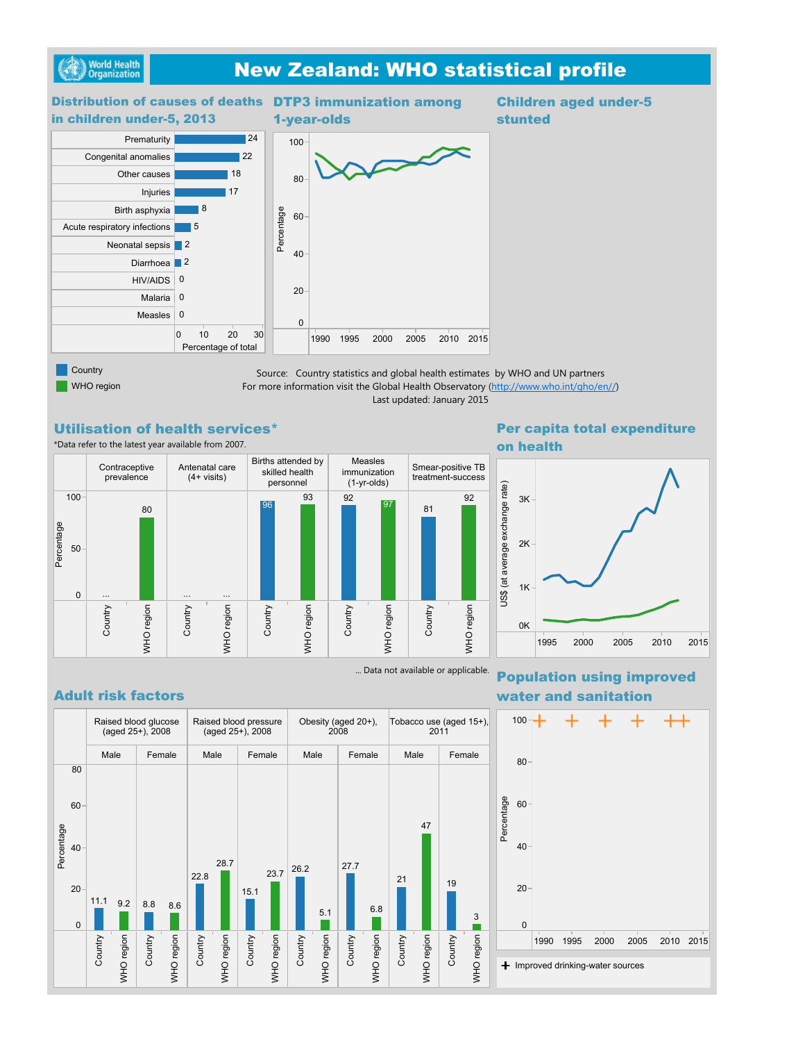# New Zealand: WHO statistical profile

## Distribution of causes of deaths in children under-5, 2013

| Cause | Percentage of total |
|---|---|
| Prematurity | 24 |
| Congenital anomalies | 22 |
| Other causes | 18 |
| Injuries | 17 |
| Birth asphyxia | 8 |
| Acute respiratory infections | 5 |
| Neonatal sepsis | 2 |
| Diarrhoea | 2 |
| HIV/AIDS | 0 |
| Malaria | 0 |
| Measles | 0 |

## DTP3 immunization among 1-year-olds

## Children aged under-5 stunted

Country
WHO region

Source: Country statistics and global health estimates by WHO and UN partners
For more information visit the Global Health Observatory (http://www.who.int/gho/en//)
Last updated: January 2015

## Utilisation of health services*

*Data refer to the latest year available from 2007.

| | Contraceptive prevalence | Antenatal care (4+ visits) | Births attended by skilled health personnel | Measles immunization (1-yr-olds) | Smear-positive TB treatment-success |
|---|---|---|---|---|---|
| Country | ... | ... | 96 | 92 | 81 |
| WHO region | 80 | ... | 93 | 97 | 92 |

... Data not available or applicable.

## Per capita total expenditure on health

## Adult risk factors

| | Raised blood glucose (aged 25+), 2008 | | Raised blood pressure (aged 25+), 2008 | | Obesity (aged 20+), 2008 | | Tobacco use (aged 15+), 2011 | |
|---|---|---|---|---|---|---|---|---|
| | Male | Female | Male | Female | Male | Female | Male | Female |
| Country | 11.1 | 8.8 | 22.8 | 15.1 | 26.2 | 27.7 | 21 | 19 |
| WHO region | 9.2 | 8.6 | 28.7 | 23.7 | 5.1 | 6.8 | 47 | 3 |

## Population using improved water and sanitation

+ Improved drinking-water sources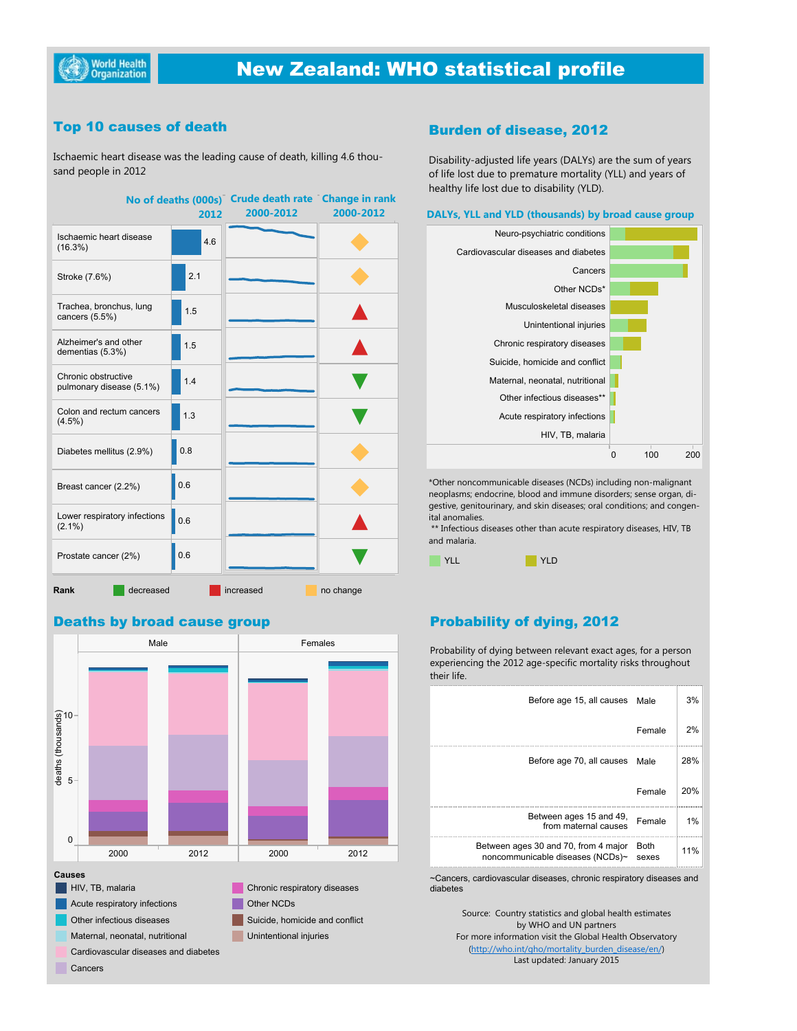# New Zealand: WHO statistical profile

## Top 10 causes of death

Ischaemic heart disease was the leading cause of death, killing 4.6 thousand people in 2012

No of deaths (000s) 2012

Crude death rate 2000-2012

Change in rank 2000-2012

Ischaemic heart disease (16.3%) 4.6

Stroke (7.6%) 2.1

Trachea, bronchus, lung cancers (5.5%) 1.5

Alzheimer's and other dementias (5.3%) 1.5

Chronic obstructive pulmonary disease (5.1%) 1.4

Colon and rectum cancers (4.5%) 1.3

Diabetes mellitus (2.9%) 0.8

Breast cancer (2.2%) 0.6

Lower respiratory infections (2.1%) 0.6

Prostate cancer (2%) 0.6

Rank: decreased, increased, no change

## Burden of disease, 2012

Disability-adjusted life years (DALYs) are the sum of years of life lost due to premature mortality (YLL) and years of healthy life lost due to disability (YLD).

DALYs, YLL and YLD (thousands) by broad cause group

Neuro-psychiatric conditions
Cardiovascular diseases and diabetes
Cancers
Other NCDs*
Musculoskeletal diseases
Unintentional injuries
Chronic respiratory diseases
Suicide, homicide and conflict
Maternal, neonatal, nutritional
Other infectious diseases**
Acute respiratory infections
HIV, TB, malaria

0 100 200

*Other noncommunicable diseases (NCDs) including non-malignant neoplasms; endocrine, blood and immune disorders; sense organ, digestive, genitourinary, and skin diseases; oral conditions; and congenital anomalies.
** Infectious diseases other than acute respiratory diseases, HIV, TB and malaria.

YLL YLD

## Deaths by broad cause group

Male: 2000, 2012
Females: 2000, 2012

deaths (thousands): 0, 5, 10

Causes
- HIV, TB, malaria
- Acute respiratory infections
- Other infectious diseases
- Maternal, neonatal, nutritional
- Cardiovascular diseases and diabetes
- Cancers
- Chronic respiratory diseases
- Other NCDs
- Suicide, homicide and conflict
- Unintentional injuries

## Probability of dying, 2012

Probability of dying between relevant exact ages, for a person experiencing the 2012 age-specific mortality risks throughout their life.

| | | |
|---|---|---|
| Before age 15, all causes | Male | 3% |
| | Female | 2% |
| Before age 70, all causes | Male | 28% |
| | Female | 20% |
| Between ages 15 and 49, from maternal causes | Female | 1% |
| Between ages 30 and 70, from 4 major noncommunicable diseases (NCDs)~ | Both sexes | 11% |

~Cancers, cardiovascular diseases, chronic respiratory diseases and diabetes

Source: Country statistics and global health estimates by WHO and UN partners
For more information visit the Global Health Observatory (http://who.int/gho/mortality_burden_disease/en/)
Last updated: January 2015